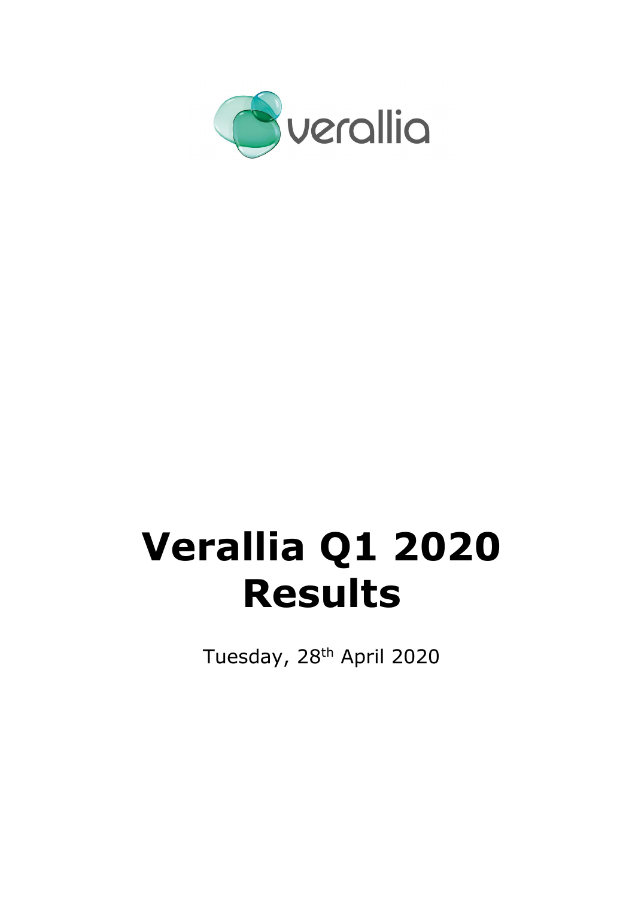verallia

# Verallia Q1 2020 Results

Tuesday, 28th April 2020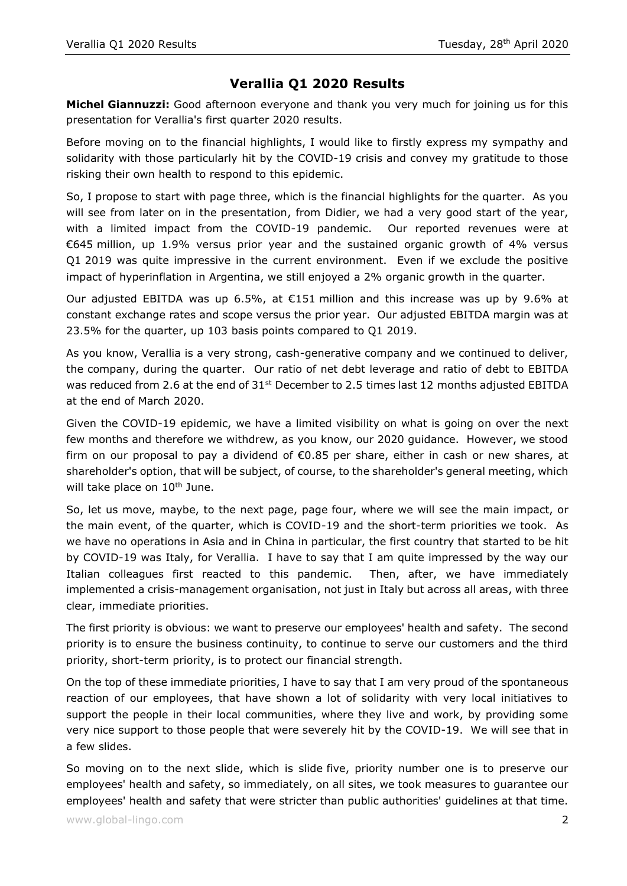# Verallia Q1 2020 Results

**Michel Giannuzzi:** Good afternoon everyone and thank you very much for joining us for this presentation for Verallia's first quarter 2020 results.

Before moving on to the financial highlights, I would like to firstly express my sympathy and solidarity with those particularly hit by the COVID-19 crisis and convey my gratitude to those risking their own health to respond to this epidemic.

So, I propose to start with page three, which is the financial highlights for the quarter. As you will see from later on in the presentation, from Didier, we had a very good start of the year, with a limited impact from the COVID-19 pandemic. Our reported revenues were at €645 million, up 1.9% versus prior year and the sustained organic growth of 4% versus Q1 2019 was quite impressive in the current environment. Even if we exclude the positive impact of hyperinflation in Argentina, we still enjoyed a 2% organic growth in the quarter.

Our adjusted EBITDA was up 6.5%, at €151 million and this increase was up by 9.6% at constant exchange rates and scope versus the prior year. Our adjusted EBITDA margin was at 23.5% for the quarter, up 103 basis points compared to Q1 2019.

As you know, Verallia is a very strong, cash-generative company and we continued to deliver, the company, during the quarter. Our ratio of net debt leverage and ratio of debt to EBITDA was reduced from 2.6 at the end of 31st December to 2.5 times last 12 months adjusted EBITDA at the end of March 2020.

Given the COVID-19 epidemic, we have a limited visibility on what is going on over the next few months and therefore we withdrew, as you know, our 2020 guidance. However, we stood firm on our proposal to pay a dividend of €0.85 per share, either in cash or new shares, at shareholder's option, that will be subject, of course, to the shareholder's general meeting, which will take place on 10th June.

So, let us move, maybe, to the next page, page four, where we will see the main impact, or the main event, of the quarter, which is COVID-19 and the short-term priorities we took. As we have no operations in Asia and in China in particular, the first country that started to be hit by COVID-19 was Italy, for Verallia. I have to say that I am quite impressed by the way our Italian colleagues first reacted to this pandemic. Then, after, we have immediately implemented a crisis-management organisation, not just in Italy but across all areas, with three clear, immediate priorities.

The first priority is obvious: we want to preserve our employees' health and safety. The second priority is to ensure the business continuity, to continue to serve our customers and the third priority, short-term priority, is to protect our financial strength.

On the top of these immediate priorities, I have to say that I am very proud of the spontaneous reaction of our employees, that have shown a lot of solidarity with very local initiatives to support the people in their local communities, where they live and work, by providing some very nice support to those people that were severely hit by the COVID-19. We will see that in a few slides.

So moving on to the next slide, which is slide five, priority number one is to preserve our employees' health and safety, so immediately, on all sites, we took measures to guarantee our employees' health and safety that were stricter than public authorities' guidelines at that time.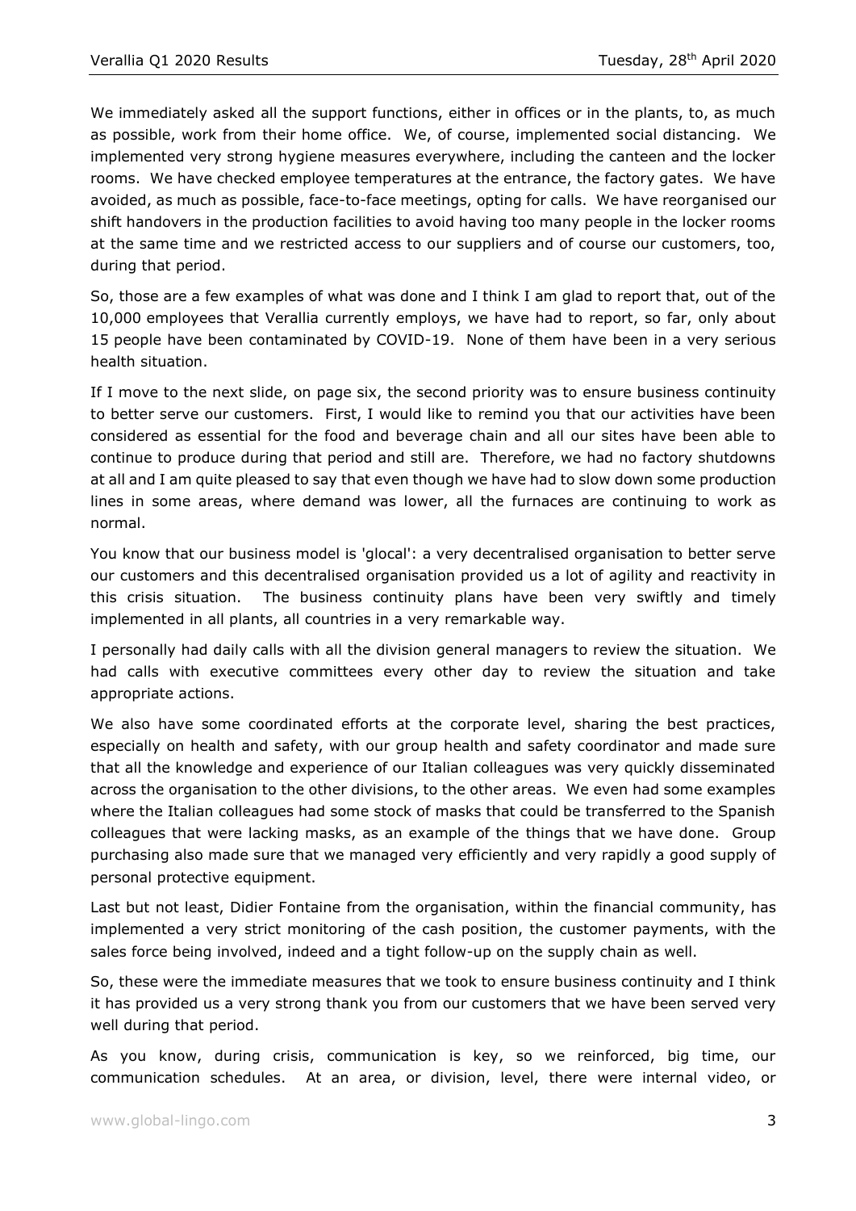We immediately asked all the support functions, either in offices or in the plants, to, as much as possible, work from their home office. We, of course, implemented social distancing. We implemented very strong hygiene measures everywhere, including the canteen and the locker rooms. We have checked employee temperatures at the entrance, the factory gates. We have avoided, as much as possible, face-to-face meetings, opting for calls. We have reorganised our shift handovers in the production facilities to avoid having too many people in the locker rooms at the same time and we restricted access to our suppliers and of course our customers, too, during that period.

So, those are a few examples of what was done and I think I am glad to report that, out of the 10,000 employees that Verallia currently employs, we have had to report, so far, only about 15 people have been contaminated by COVID-19. None of them have been in a very serious health situation.

If I move to the next slide, on page six, the second priority was to ensure business continuity to better serve our customers. First, I would like to remind you that our activities have been considered as essential for the food and beverage chain and all our sites have been able to continue to produce during that period and still are. Therefore, we had no factory shutdowns at all and I am quite pleased to say that even though we have had to slow down some production lines in some areas, where demand was lower, all the furnaces are continuing to work as normal.

You know that our business model is 'glocal': a very decentralised organisation to better serve our customers and this decentralised organisation provided us a lot of agility and reactivity in this crisis situation. The business continuity plans have been very swiftly and timely implemented in all plants, all countries in a very remarkable way.

I personally had daily calls with all the division general managers to review the situation. We had calls with executive committees every other day to review the situation and take appropriate actions.

We also have some coordinated efforts at the corporate level, sharing the best practices, especially on health and safety, with our group health and safety coordinator and made sure that all the knowledge and experience of our Italian colleagues was very quickly disseminated across the organisation to the other divisions, to the other areas. We even had some examples where the Italian colleagues had some stock of masks that could be transferred to the Spanish colleagues that were lacking masks, as an example of the things that we have done. Group purchasing also made sure that we managed very efficiently and very rapidly a good supply of personal protective equipment.

Last but not least, Didier Fontaine from the organisation, within the financial community, has implemented a very strict monitoring of the cash position, the customer payments, with the sales force being involved, indeed and a tight follow-up on the supply chain as well.

So, these were the immediate measures that we took to ensure business continuity and I think it has provided us a very strong thank you from our customers that we have been served very well during that period.

As you know, during crisis, communication is key, so we reinforced, big time, our communication schedules. At an area, or division, level, there were internal video, or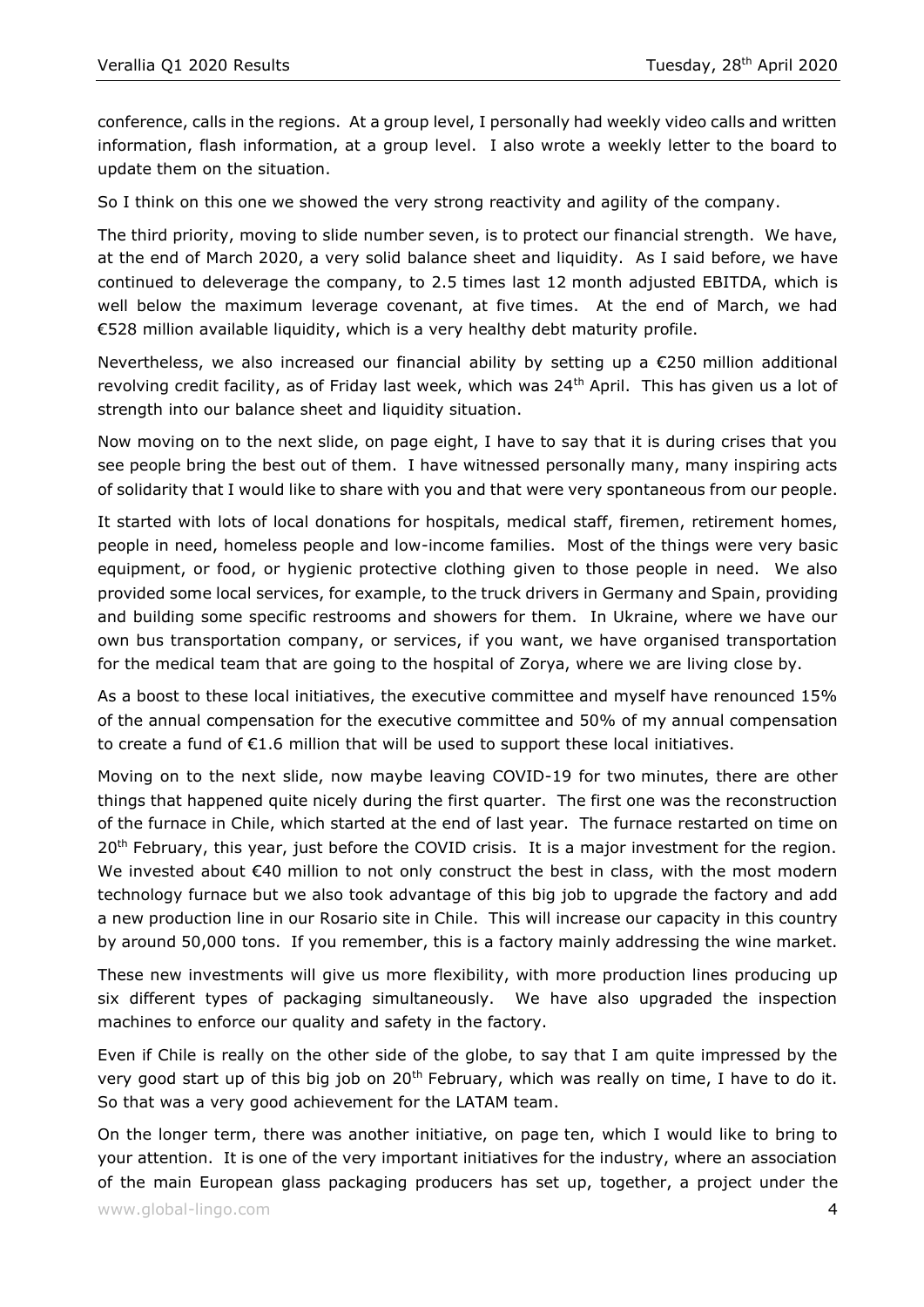conference, calls in the regions. At a group level, I personally had weekly video calls and written information, flash information, at a group level. I also wrote a weekly letter to the board to update them on the situation.

So I think on this one we showed the very strong reactivity and agility of the company.

The third priority, moving to slide number seven, is to protect our financial strength. We have, at the end of March 2020, a very solid balance sheet and liquidity. As I said before, we have continued to deleverage the company, to 2.5 times last 12 month adjusted EBITDA, which is well below the maximum leverage covenant, at five times. At the end of March, we had €528 million available liquidity, which is a very healthy debt maturity profile.

Nevertheless, we also increased our financial ability by setting up a €250 million additional revolving credit facility, as of Friday last week, which was 24th April. This has given us a lot of strength into our balance sheet and liquidity situation.

Now moving on to the next slide, on page eight, I have to say that it is during crises that you see people bring the best out of them. I have witnessed personally many, many inspiring acts of solidarity that I would like to share with you and that were very spontaneous from our people.

It started with lots of local donations for hospitals, medical staff, firemen, retirement homes, people in need, homeless people and low-income families. Most of the things were very basic equipment, or food, or hygienic protective clothing given to those people in need. We also provided some local services, for example, to the truck drivers in Germany and Spain, providing and building some specific restrooms and showers for them. In Ukraine, where we have our own bus transportation company, or services, if you want, we have organised transportation for the medical team that are going to the hospital of Zorya, where we are living close by.

As a boost to these local initiatives, the executive committee and myself have renounced 15% of the annual compensation for the executive committee and 50% of my annual compensation to create a fund of €1.6 million that will be used to support these local initiatives.

Moving on to the next slide, now maybe leaving COVID-19 for two minutes, there are other things that happened quite nicely during the first quarter. The first one was the reconstruction of the furnace in Chile, which started at the end of last year. The furnace restarted on time on 20th February, this year, just before the COVID crisis. It is a major investment for the region. We invested about €40 million to not only construct the best in class, with the most modern technology furnace but we also took advantage of this big job to upgrade the factory and add a new production line in our Rosario site in Chile. This will increase our capacity in this country by around 50,000 tons. If you remember, this is a factory mainly addressing the wine market.

These new investments will give us more flexibility, with more production lines producing up six different types of packaging simultaneously. We have also upgraded the inspection machines to enforce our quality and safety in the factory.

Even if Chile is really on the other side of the globe, to say that I am quite impressed by the very good start up of this big job on 20th February, which was really on time, I have to do it. So that was a very good achievement for the LATAM team.

On the longer term, there was another initiative, on page ten, which I would like to bring to your attention. It is one of the very important initiatives for the industry, where an association of the main European glass packaging producers has set up, together, a project under the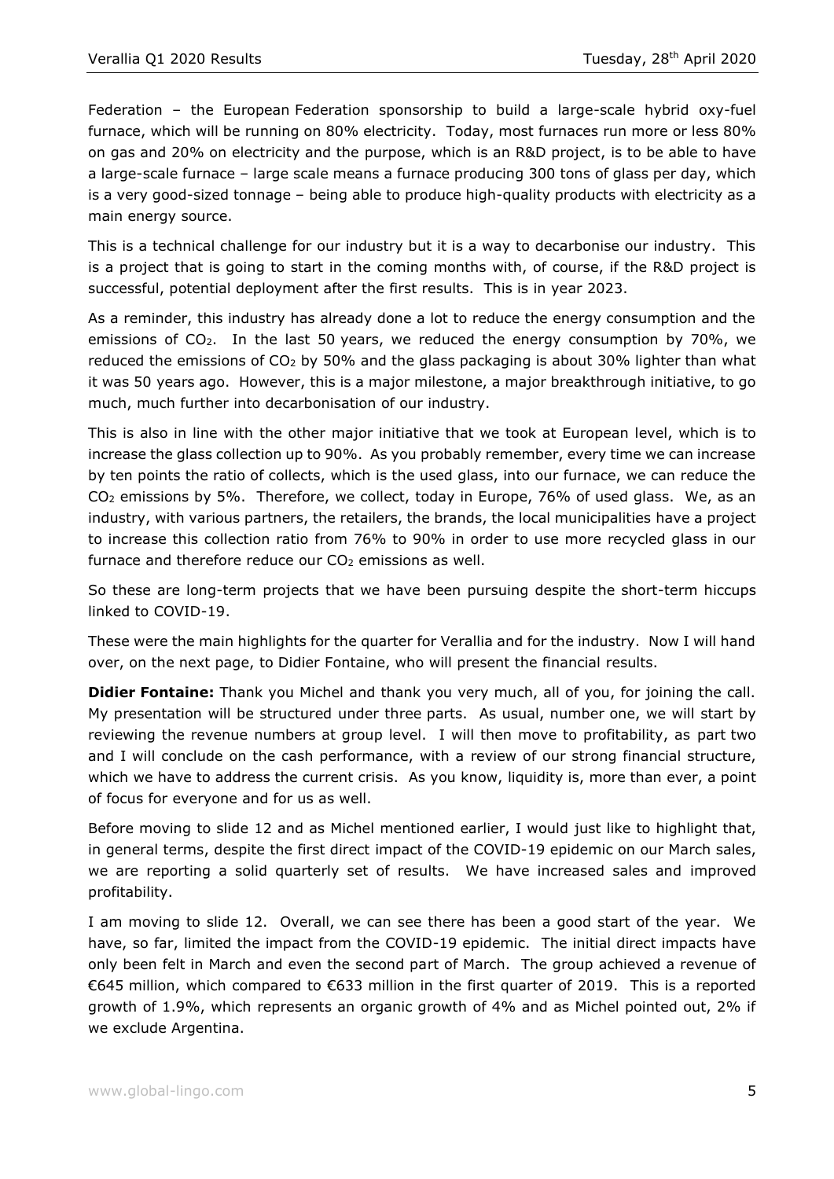Federation – the European Federation sponsorship to build a large-scale hybrid oxy-fuel furnace, which will be running on 80% electricity. Today, most furnaces run more or less 80% on gas and 20% on electricity and the purpose, which is an R&D project, is to be able to have a large-scale furnace – large scale means a furnace producing 300 tons of glass per day, which is a very good-sized tonnage – being able to produce high-quality products with electricity as a main energy source.

This is a technical challenge for our industry but it is a way to decarbonise our industry. This is a project that is going to start in the coming months with, of course, if the R&D project is successful, potential deployment after the first results. This is in year 2023.

As a reminder, this industry has already done a lot to reduce the energy consumption and the emissions of $CO_2$. In the last 50 years, we reduced the energy consumption by 70%, we reduced the emissions of $CO_2$ by 50% and the glass packaging is about 30% lighter than what it was 50 years ago. However, this is a major milestone, a major breakthrough initiative, to go much, much further into decarbonisation of our industry.

This is also in line with the other major initiative that we took at European level, which is to increase the glass collection up to 90%. As you probably remember, every time we can increase by ten points the ratio of collects, which is the used glass, into our furnace, we can reduce the $CO_2$ emissions by 5%. Therefore, we collect, today in Europe, 76% of used glass. We, as an industry, with various partners, the retailers, the brands, the local municipalities have a project to increase this collection ratio from 76% to 90% in order to use more recycled glass in our furnace and therefore reduce our $CO_2$ emissions as well.

So these are long-term projects that we have been pursuing despite the short-term hiccups linked to COVID-19.

These were the main highlights for the quarter for Verallia and for the industry. Now I will hand over, on the next page, to Didier Fontaine, who will present the financial results.

**Didier Fontaine:** Thank you Michel and thank you very much, all of you, for joining the call. My presentation will be structured under three parts. As usual, number one, we will start by reviewing the revenue numbers at group level. I will then move to profitability, as part two and I will conclude on the cash performance, with a review of our strong financial structure, which we have to address the current crisis. As you know, liquidity is, more than ever, a point of focus for everyone and for us as well.

Before moving to slide 12 and as Michel mentioned earlier, I would just like to highlight that, in general terms, despite the first direct impact of the COVID-19 epidemic on our March sales, we are reporting a solid quarterly set of results. We have increased sales and improved profitability.

I am moving to slide 12. Overall, we can see there has been a good start of the year. We have, so far, limited the impact from the COVID-19 epidemic. The initial direct impacts have only been felt in March and even the second part of March. The group achieved a revenue of €645 million, which compared to €633 million in the first quarter of 2019. This is a reported growth of 1.9%, which represents an organic growth of 4% and as Michel pointed out, 2% if we exclude Argentina.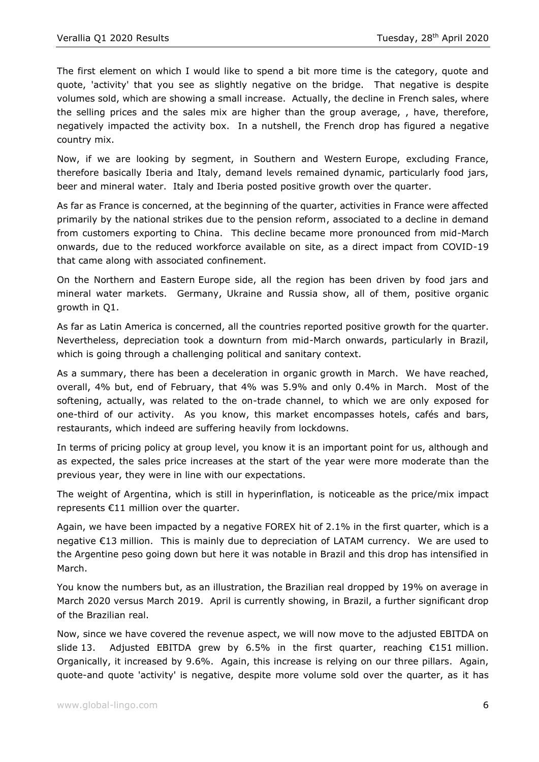The first element on which I would like to spend a bit more time is the category, quote and quote, 'activity' that you see as slightly negative on the bridge. That negative is despite volumes sold, which are showing a small increase. Actually, the decline in French sales, where the selling prices and the sales mix are higher than the group average, , have, therefore, negatively impacted the activity box. In a nutshell, the French drop has figured a negative country mix.

Now, if we are looking by segment, in Southern and Western Europe, excluding France, therefore basically Iberia and Italy, demand levels remained dynamic, particularly food jars, beer and mineral water. Italy and Iberia posted positive growth over the quarter.

As far as France is concerned, at the beginning of the quarter, activities in France were affected primarily by the national strikes due to the pension reform, associated to a decline in demand from customers exporting to China. This decline became more pronounced from mid-March onwards, due to the reduced workforce available on site, as a direct impact from COVID-19 that came along with associated confinement.

On the Northern and Eastern Europe side, all the region has been driven by food jars and mineral water markets. Germany, Ukraine and Russia show, all of them, positive organic growth in Q1.

As far as Latin America is concerned, all the countries reported positive growth for the quarter. Nevertheless, depreciation took a downturn from mid-March onwards, particularly in Brazil, which is going through a challenging political and sanitary context.

As a summary, there has been a deceleration in organic growth in March. We have reached, overall, 4% but, end of February, that 4% was 5.9% and only 0.4% in March. Most of the softening, actually, was related to the on-trade channel, to which we are only exposed for one-third of our activity. As you know, this market encompasses hotels, cafés and bars, restaurants, which indeed are suffering heavily from lockdowns.

In terms of pricing policy at group level, you know it is an important point for us, although and as expected, the sales price increases at the start of the year were more moderate than the previous year, they were in line with our expectations.

The weight of Argentina, which is still in hyperinflation, is noticeable as the price/mix impact represents €11 million over the quarter.

Again, we have been impacted by a negative FOREX hit of 2.1% in the first quarter, which is a negative €13 million. This is mainly due to depreciation of LATAM currency. We are used to the Argentine peso going down but here it was notable in Brazil and this drop has intensified in March.

You know the numbers but, as an illustration, the Brazilian real dropped by 19% on average in March 2020 versus March 2019. April is currently showing, in Brazil, a further significant drop of the Brazilian real.

Now, since we have covered the revenue aspect, we will now move to the adjusted EBITDA on slide 13. Adjusted EBITDA grew by 6.5% in the first quarter, reaching €151 million. Organically, it increased by 9.6%. Again, this increase is relying on our three pillars. Again, quote-and quote 'activity' is negative, despite more volume sold over the quarter, as it has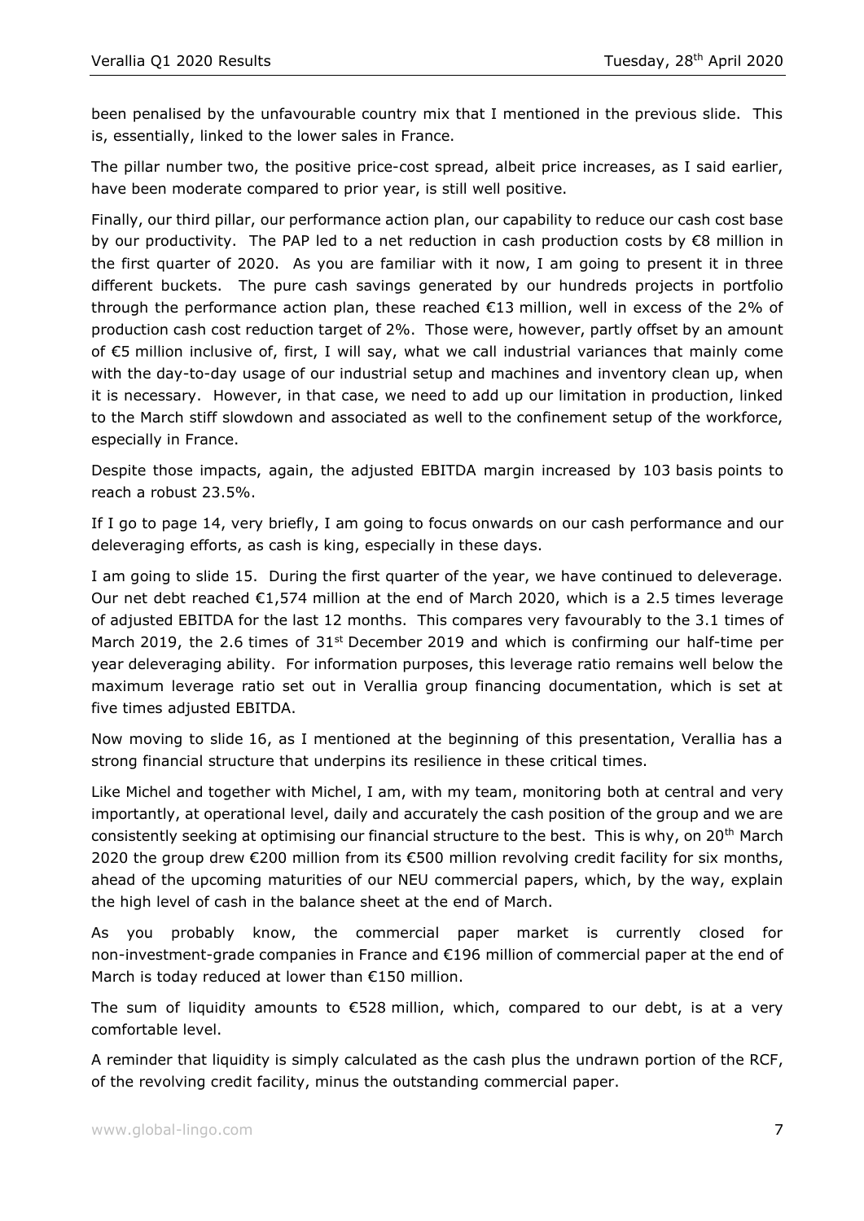been penalised by the unfavourable country mix that I mentioned in the previous slide. This is, essentially, linked to the lower sales in France.

The pillar number two, the positive price-cost spread, albeit price increases, as I said earlier, have been moderate compared to prior year, is still well positive.

Finally, our third pillar, our performance action plan, our capability to reduce our cash cost base by our productivity. The PAP led to a net reduction in cash production costs by €8 million in the first quarter of 2020. As you are familiar with it now, I am going to present it in three different buckets. The pure cash savings generated by our hundreds projects in portfolio through the performance action plan, these reached €13 million, well in excess of the 2% of production cash cost reduction target of 2%. Those were, however, partly offset by an amount of €5 million inclusive of, first, I will say, what we call industrial variances that mainly come with the day-to-day usage of our industrial setup and machines and inventory clean up, when it is necessary. However, in that case, we need to add up our limitation in production, linked to the March stiff slowdown and associated as well to the confinement setup of the workforce, especially in France.

Despite those impacts, again, the adjusted EBITDA margin increased by 103 basis points to reach a robust 23.5%.

If I go to page 14, very briefly, I am going to focus onwards on our cash performance and our deleveraging efforts, as cash is king, especially in these days.

I am going to slide 15. During the first quarter of the year, we have continued to deleverage. Our net debt reached €1,574 million at the end of March 2020, which is a 2.5 times leverage of adjusted EBITDA for the last 12 months. This compares very favourably to the 3.1 times of March 2019, the 2.6 times of 31st December 2019 and which is confirming our half-time per year deleveraging ability. For information purposes, this leverage ratio remains well below the maximum leverage ratio set out in Verallia group financing documentation, which is set at five times adjusted EBITDA.

Now moving to slide 16, as I mentioned at the beginning of this presentation, Verallia has a strong financial structure that underpins its resilience in these critical times.

Like Michel and together with Michel, I am, with my team, monitoring both at central and very importantly, at operational level, daily and accurately the cash position of the group and we are consistently seeking at optimising our financial structure to the best. This is why, on 20th March 2020 the group drew €200 million from its €500 million revolving credit facility for six months, ahead of the upcoming maturities of our NEU commercial papers, which, by the way, explain the high level of cash in the balance sheet at the end of March.

As you probably know, the commercial paper market is currently closed for non-investment-grade companies in France and €196 million of commercial paper at the end of March is today reduced at lower than €150 million.

The sum of liquidity amounts to €528 million, which, compared to our debt, is at a very comfortable level.

A reminder that liquidity is simply calculated as the cash plus the undrawn portion of the RCF, of the revolving credit facility, minus the outstanding commercial paper.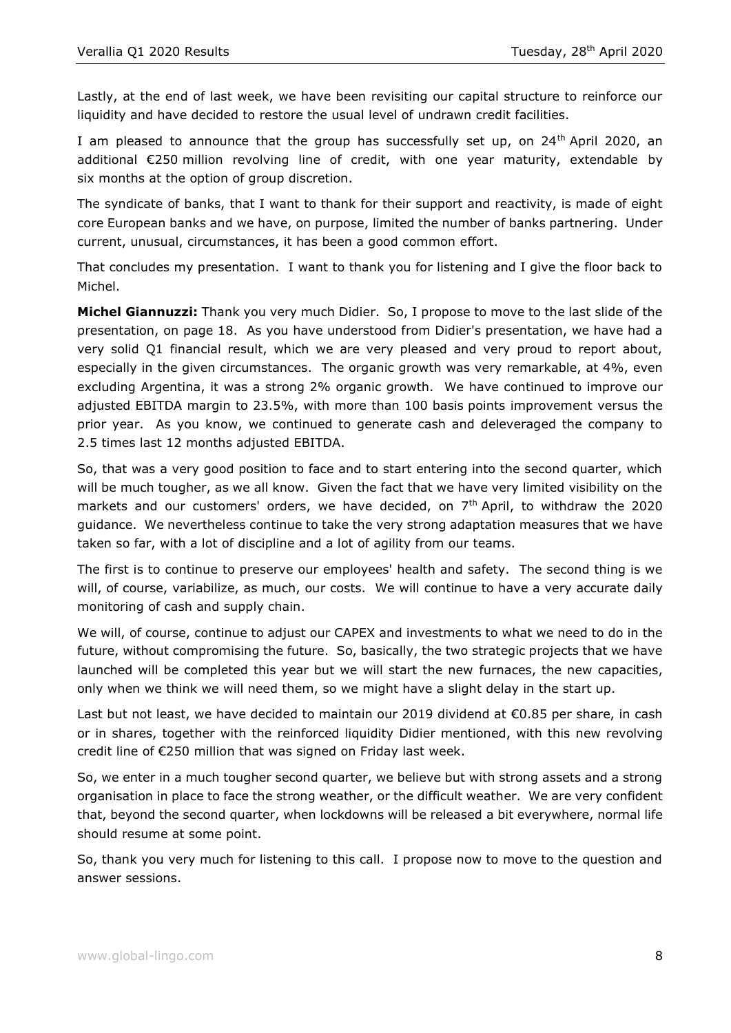Lastly, at the end of last week, we have been revisiting our capital structure to reinforce our liquidity and have decided to restore the usual level of undrawn credit facilities.

I am pleased to announce that the group has successfully set up, on 24th April 2020, an additional €250 million revolving line of credit, with one year maturity, extendable by six months at the option of group discretion.

The syndicate of banks, that I want to thank for their support and reactivity, is made of eight core European banks and we have, on purpose, limited the number of banks partnering. Under current, unusual, circumstances, it has been a good common effort.

That concludes my presentation. I want to thank you for listening and I give the floor back to Michel.

**Michel Giannuzzi:** Thank you very much Didier. So, I propose to move to the last slide of the presentation, on page 18. As you have understood from Didier's presentation, we have had a very solid Q1 financial result, which we are very pleased and very proud to report about, especially in the given circumstances. The organic growth was very remarkable, at 4%, even excluding Argentina, it was a strong 2% organic growth. We have continued to improve our adjusted EBITDA margin to 23.5%, with more than 100 basis points improvement versus the prior year. As you know, we continued to generate cash and deleveraged the company to 2.5 times last 12 months adjusted EBITDA.

So, that was a very good position to face and to start entering into the second quarter, which will be much tougher, as we all know. Given the fact that we have very limited visibility on the markets and our customers' orders, we have decided, on 7th April, to withdraw the 2020 guidance. We nevertheless continue to take the very strong adaptation measures that we have taken so far, with a lot of discipline and a lot of agility from our teams.

The first is to continue to preserve our employees' health and safety. The second thing is we will, of course, variabilize, as much, our costs. We will continue to have a very accurate daily monitoring of cash and supply chain.

We will, of course, continue to adjust our CAPEX and investments to what we need to do in the future, without compromising the future. So, basically, the two strategic projects that we have launched will be completed this year but we will start the new furnaces, the new capacities, only when we think we will need them, so we might have a slight delay in the start up.

Last but not least, we have decided to maintain our 2019 dividend at €0.85 per share, in cash or in shares, together with the reinforced liquidity Didier mentioned, with this new revolving credit line of €250 million that was signed on Friday last week.

So, we enter in a much tougher second quarter, we believe but with strong assets and a strong organisation in place to face the strong weather, or the difficult weather. We are very confident that, beyond the second quarter, when lockdowns will be released a bit everywhere, normal life should resume at some point.

So, thank you very much for listening to this call. I propose now to move to the question and answer sessions.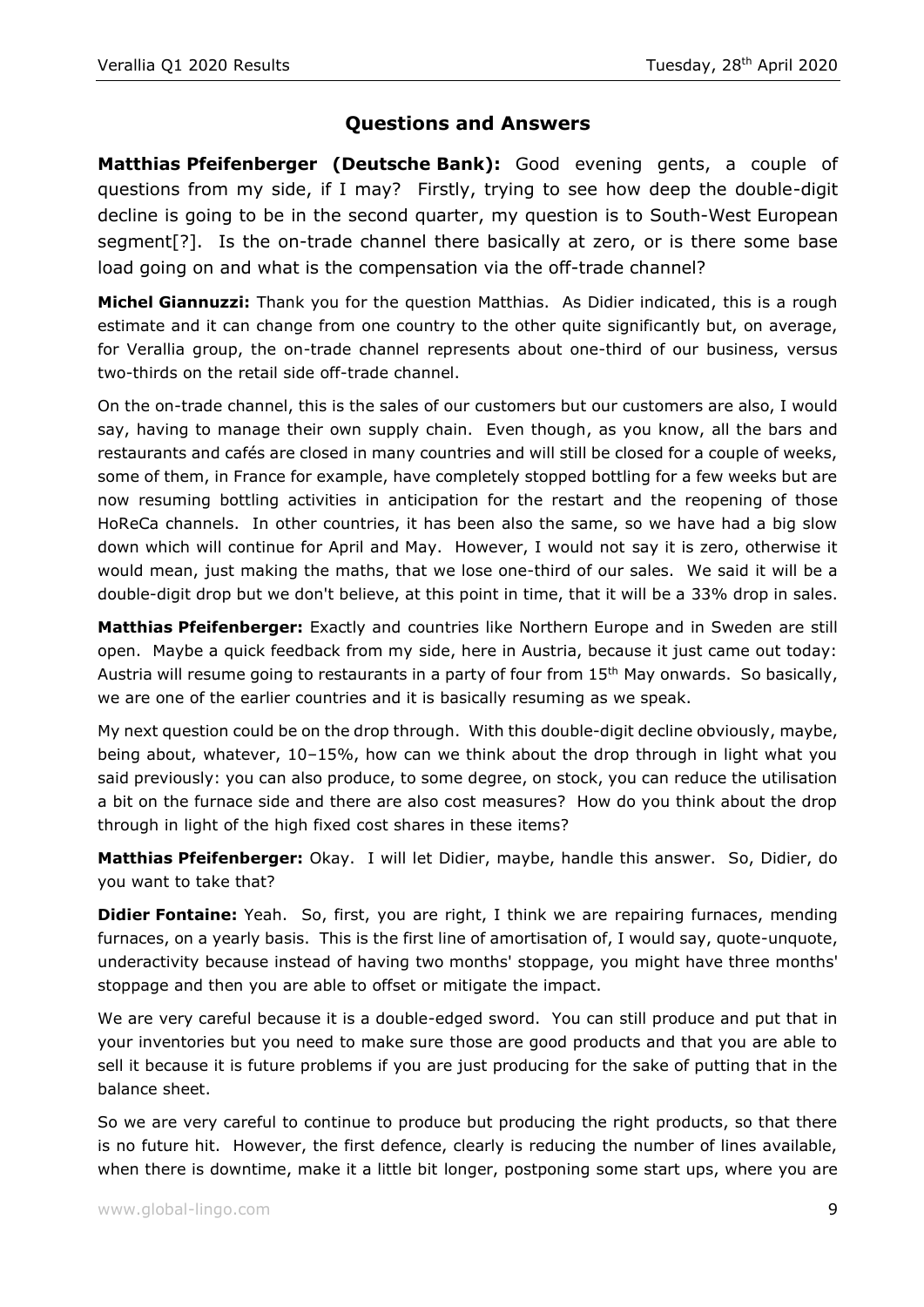## Questions and Answers

**Matthias Pfeifenberger (Deutsche Bank):** Good evening gents, a couple of questions from my side, if I may? Firstly, trying to see how deep the double-digit decline is going to be in the second quarter, my question is to South-West European segment[?]. Is the on-trade channel there basically at zero, or is there some base load going on and what is the compensation via the off-trade channel?

**Michel Giannuzzi:** Thank you for the question Matthias. As Didier indicated, this is a rough estimate and it can change from one country to the other quite significantly but, on average, for Verallia group, the on-trade channel represents about one-third of our business, versus two-thirds on the retail side off-trade channel.

On the on-trade channel, this is the sales of our customers but our customers are also, I would say, having to manage their own supply chain. Even though, as you know, all the bars and restaurants and cafés are closed in many countries and will still be closed for a couple of weeks, some of them, in France for example, have completely stopped bottling for a few weeks but are now resuming bottling activities in anticipation for the restart and the reopening of those HoReCa channels. In other countries, it has been also the same, so we have had a big slow down which will continue for April and May. However, I would not say it is zero, otherwise it would mean, just making the maths, that we lose one-third of our sales. We said it will be a double-digit drop but we don't believe, at this point in time, that it will be a 33% drop in sales.

**Matthias Pfeifenberger:** Exactly and countries like Northern Europe and in Sweden are still open. Maybe a quick feedback from my side, here in Austria, because it just came out today: Austria will resume going to restaurants in a party of four from 15th May onwards. So basically, we are one of the earlier countries and it is basically resuming as we speak.

My next question could be on the drop through. With this double-digit decline obviously, maybe, being about, whatever, 10–15%, how can we think about the drop through in light what you said previously: you can also produce, to some degree, on stock, you can reduce the utilisation a bit on the furnace side and there are also cost measures? How do you think about the drop through in light of the high fixed cost shares in these items?

**Matthias Pfeifenberger:** Okay. I will let Didier, maybe, handle this answer. So, Didier, do you want to take that?

**Didier Fontaine:** Yeah. So, first, you are right, I think we are repairing furnaces, mending furnaces, on a yearly basis. This is the first line of amortisation of, I would say, quote-unquote, underactivity because instead of having two months' stoppage, you might have three months' stoppage and then you are able to offset or mitigate the impact.

We are very careful because it is a double-edged sword. You can still produce and put that in your inventories but you need to make sure those are good products and that you are able to sell it because it is future problems if you are just producing for the sake of putting that in the balance sheet.

So we are very careful to continue to produce but producing the right products, so that there is no future hit. However, the first defence, clearly is reducing the number of lines available, when there is downtime, make it a little bit longer, postponing some start ups, where you are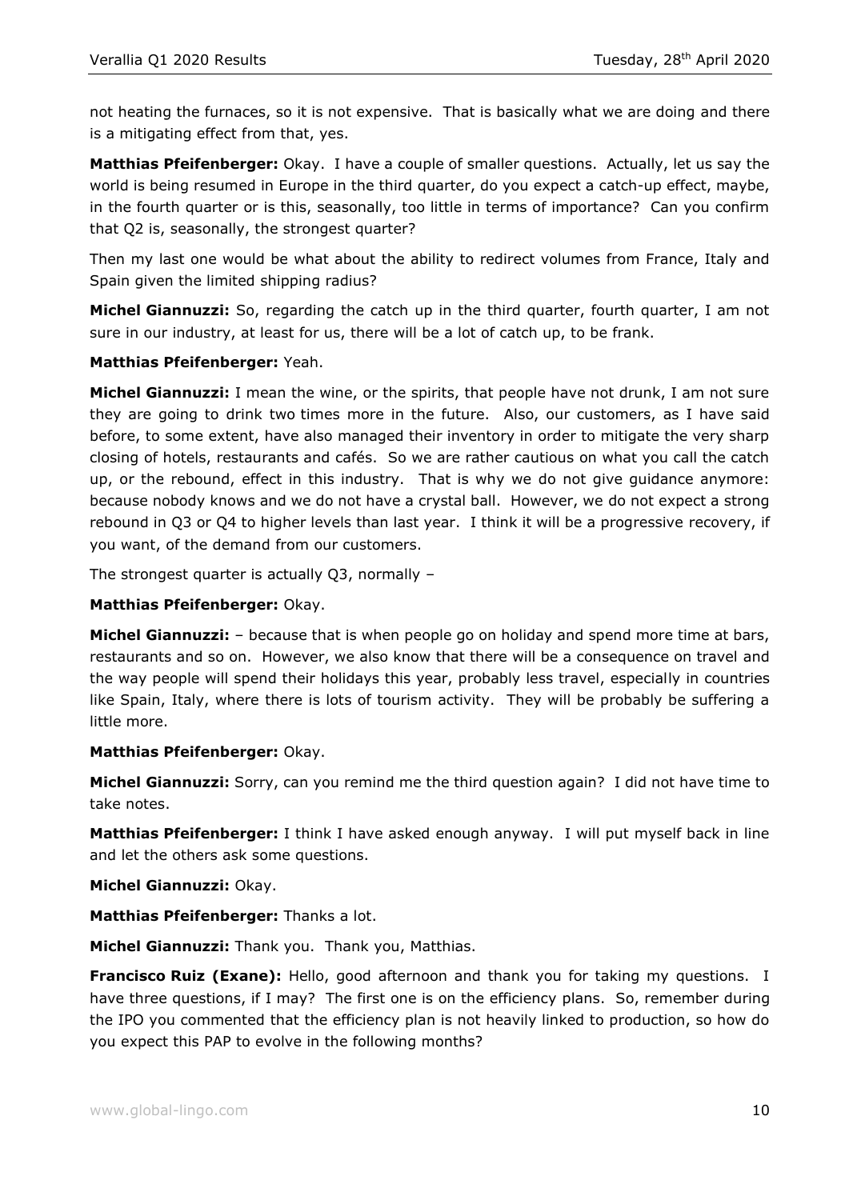not heating the furnaces, so it is not expensive. That is basically what we are doing and there is a mitigating effect from that, yes.

**Matthias Pfeifenberger:** Okay. I have a couple of smaller questions. Actually, let us say the world is being resumed in Europe in the third quarter, do you expect a catch-up effect, maybe, in the fourth quarter or is this, seasonally, too little in terms of importance? Can you confirm that Q2 is, seasonally, the strongest quarter?

Then my last one would be what about the ability to redirect volumes from France, Italy and Spain given the limited shipping radius?

**Michel Giannuzzi:** So, regarding the catch up in the third quarter, fourth quarter, I am not sure in our industry, at least for us, there will be a lot of catch up, to be frank.

**Matthias Pfeifenberger:** Yeah.

**Michel Giannuzzi:** I mean the wine, or the spirits, that people have not drunk, I am not sure they are going to drink two times more in the future. Also, our customers, as I have said before, to some extent, have also managed their inventory in order to mitigate the very sharp closing of hotels, restaurants and cafés. So we are rather cautious on what you call the catch up, or the rebound, effect in this industry. That is why we do not give guidance anymore: because nobody knows and we do not have a crystal ball. However, we do not expect a strong rebound in Q3 or Q4 to higher levels than last year. I think it will be a progressive recovery, if you want, of the demand from our customers.

The strongest quarter is actually Q3, normally –

**Matthias Pfeifenberger:** Okay.

**Michel Giannuzzi:** – because that is when people go on holiday and spend more time at bars, restaurants and so on. However, we also know that there will be a consequence on travel and the way people will spend their holidays this year, probably less travel, especially in countries like Spain, Italy, where there is lots of tourism activity. They will be probably be suffering a little more.

**Matthias Pfeifenberger:** Okay.

**Michel Giannuzzi:** Sorry, can you remind me the third question again? I did not have time to take notes.

**Matthias Pfeifenberger:** I think I have asked enough anyway. I will put myself back in line and let the others ask some questions.

**Michel Giannuzzi:** Okay.

**Matthias Pfeifenberger:** Thanks a lot.

**Michel Giannuzzi:** Thank you. Thank you, Matthias.

**Francisco Ruiz (Exane):** Hello, good afternoon and thank you for taking my questions. I have three questions, if I may? The first one is on the efficiency plans. So, remember during the IPO you commented that the efficiency plan is not heavily linked to production, so how do you expect this PAP to evolve in the following months?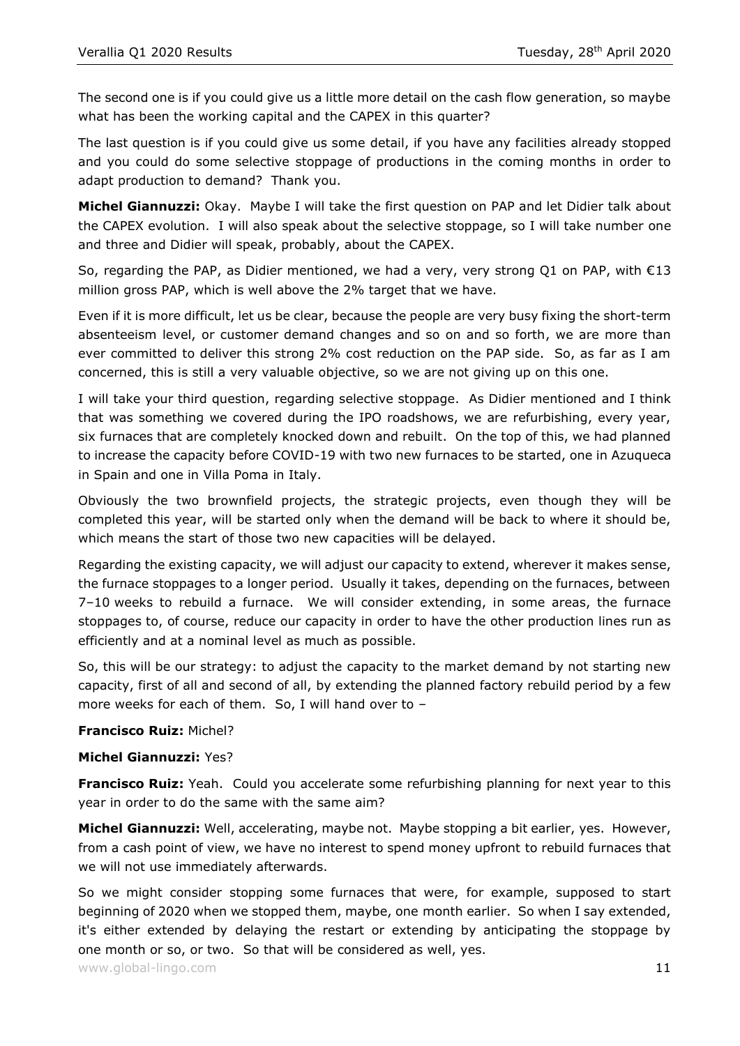The second one is if you could give us a little more detail on the cash flow generation, so maybe what has been the working capital and the CAPEX in this quarter?

The last question is if you could give us some detail, if you have any facilities already stopped and you could do some selective stoppage of productions in the coming months in order to adapt production to demand? Thank you.

**Michel Giannuzzi:** Okay. Maybe I will take the first question on PAP and let Didier talk about the CAPEX evolution. I will also speak about the selective stoppage, so I will take number one and three and Didier will speak, probably, about the CAPEX.

So, regarding the PAP, as Didier mentioned, we had a very, very strong Q1 on PAP, with €13 million gross PAP, which is well above the 2% target that we have.

Even if it is more difficult, let us be clear, because the people are very busy fixing the short-term absenteeism level, or customer demand changes and so on and so forth, we are more than ever committed to deliver this strong 2% cost reduction on the PAP side. So, as far as I am concerned, this is still a very valuable objective, so we are not giving up on this one.

I will take your third question, regarding selective stoppage. As Didier mentioned and I think that was something we covered during the IPO roadshows, we are refurbishing, every year, six furnaces that are completely knocked down and rebuilt. On the top of this, we had planned to increase the capacity before COVID-19 with two new furnaces to be started, one in Azuqueca in Spain and one in Villa Poma in Italy.

Obviously the two brownfield projects, the strategic projects, even though they will be completed this year, will be started only when the demand will be back to where it should be, which means the start of those two new capacities will be delayed.

Regarding the existing capacity, we will adjust our capacity to extend, wherever it makes sense, the furnace stoppages to a longer period. Usually it takes, depending on the furnaces, between 7–10 weeks to rebuild a furnace. We will consider extending, in some areas, the furnace stoppages to, of course, reduce our capacity in order to have the other production lines run as efficiently and at a nominal level as much as possible.

So, this will be our strategy: to adjust the capacity to the market demand by not starting new capacity, first of all and second of all, by extending the planned factory rebuild period by a few more weeks for each of them. So, I will hand over to –

**Francisco Ruiz:** Michel?

**Michel Giannuzzi:** Yes?

**Francisco Ruiz:** Yeah. Could you accelerate some refurbishing planning for next year to this year in order to do the same with the same aim?

**Michel Giannuzzi:** Well, accelerating, maybe not. Maybe stopping a bit earlier, yes. However, from a cash point of view, we have no interest to spend money upfront to rebuild furnaces that we will not use immediately afterwards.

So we might consider stopping some furnaces that were, for example, supposed to start beginning of 2020 when we stopped them, maybe, one month earlier. So when I say extended, it's either extended by delaying the restart or extending by anticipating the stoppage by one month or so, or two. So that will be considered as well, yes.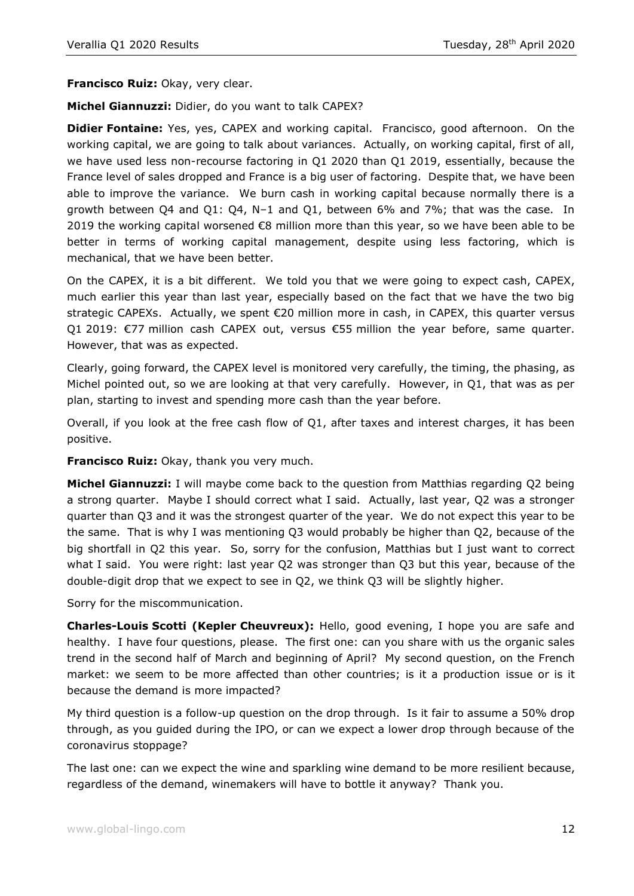**Francisco Ruiz:** Okay, very clear.

**Michel Giannuzzi:** Didier, do you want to talk CAPEX?

**Didier Fontaine:** Yes, yes, CAPEX and working capital. Francisco, good afternoon. On the working capital, we are going to talk about variances. Actually, on working capital, first of all, we have used less non-recourse factoring in Q1 2020 than Q1 2019, essentially, because the France level of sales dropped and France is a big user of factoring. Despite that, we have been able to improve the variance. We burn cash in working capital because normally there is a growth between Q4 and Q1: Q4, N–1 and Q1, between 6% and 7%; that was the case. In 2019 the working capital worsened €8 million more than this year, so we have been able to be better in terms of working capital management, despite using less factoring, which is mechanical, that we have been better.

On the CAPEX, it is a bit different. We told you that we were going to expect cash, CAPEX, much earlier this year than last year, especially based on the fact that we have the two big strategic CAPEXs. Actually, we spent €20 million more in cash, in CAPEX, this quarter versus Q1 2019: €77 million cash CAPEX out, versus €55 million the year before, same quarter. However, that was as expected.

Clearly, going forward, the CAPEX level is monitored very carefully, the timing, the phasing, as Michel pointed out, so we are looking at that very carefully. However, in Q1, that was as per plan, starting to invest and spending more cash than the year before.

Overall, if you look at the free cash flow of Q1, after taxes and interest charges, it has been positive.

**Francisco Ruiz:** Okay, thank you very much.

**Michel Giannuzzi:** I will maybe come back to the question from Matthias regarding Q2 being a strong quarter. Maybe I should correct what I said. Actually, last year, Q2 was a stronger quarter than Q3 and it was the strongest quarter of the year. We do not expect this year to be the same. That is why I was mentioning Q3 would probably be higher than Q2, because of the big shortfall in Q2 this year. So, sorry for the confusion, Matthias but I just want to correct what I said. You were right: last year Q2 was stronger than Q3 but this year, because of the double-digit drop that we expect to see in Q2, we think Q3 will be slightly higher.

Sorry for the miscommunication.

**Charles-Louis Scotti (Kepler Cheuvreux):** Hello, good evening, I hope you are safe and healthy. I have four questions, please. The first one: can you share with us the organic sales trend in the second half of March and beginning of April? My second question, on the French market: we seem to be more affected than other countries; is it a production issue or is it because the demand is more impacted?

My third question is a follow-up question on the drop through. Is it fair to assume a 50% drop through, as you guided during the IPO, or can we expect a lower drop through because of the coronavirus stoppage?

The last one: can we expect the wine and sparkling wine demand to be more resilient because, regardless of the demand, winemakers will have to bottle it anyway? Thank you.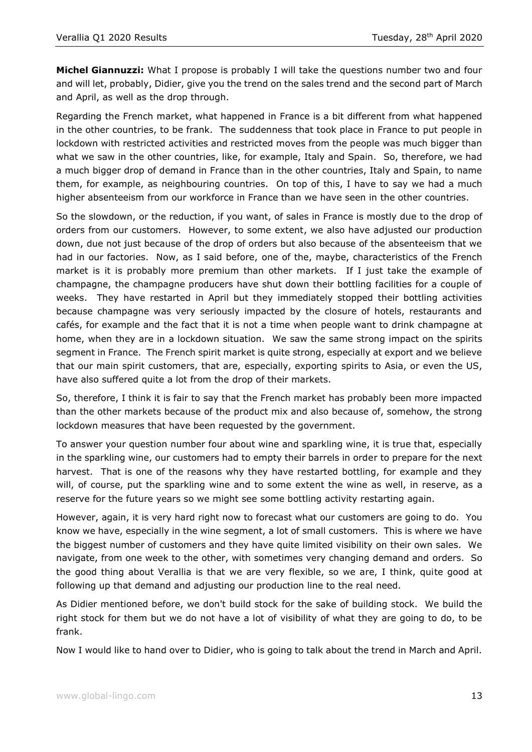**Michel Giannuzzi:** What I propose is probably I will take the questions number two and four and will let, probably, Didier, give you the trend on the sales trend and the second part of March and April, as well as the drop through.

Regarding the French market, what happened in France is a bit different from what happened in the other countries, to be frank. The suddenness that took place in France to put people in lockdown with restricted activities and restricted moves from the people was much bigger than what we saw in the other countries, like, for example, Italy and Spain. So, therefore, we had a much bigger drop of demand in France than in the other countries, Italy and Spain, to name them, for example, as neighbouring countries. On top of this, I have to say we had a much higher absenteeism from our workforce in France than we have seen in the other countries.

So the slowdown, or the reduction, if you want, of sales in France is mostly due to the drop of orders from our customers. However, to some extent, we also have adjusted our production down, due not just because of the drop of orders but also because of the absenteeism that we had in our factories. Now, as I said before, one of the, maybe, characteristics of the French market is it is probably more premium than other markets. If I just take the example of champagne, the champagne producers have shut down their bottling facilities for a couple of weeks. They have restarted in April but they immediately stopped their bottling activities because champagne was very seriously impacted by the closure of hotels, restaurants and cafés, for example and the fact that it is not a time when people want to drink champagne at home, when they are in a lockdown situation. We saw the same strong impact on the spirits segment in France. The French spirit market is quite strong, especially at export and we believe that our main spirit customers, that are, especially, exporting spirits to Asia, or even the US, have also suffered quite a lot from the drop of their markets.

So, therefore, I think it is fair to say that the French market has probably been more impacted than the other markets because of the product mix and also because of, somehow, the strong lockdown measures that have been requested by the government.

To answer your question number four about wine and sparkling wine, it is true that, especially in the sparkling wine, our customers had to empty their barrels in order to prepare for the next harvest. That is one of the reasons why they have restarted bottling, for example and they will, of course, put the sparkling wine and to some extent the wine as well, in reserve, as a reserve for the future years so we might see some bottling activity restarting again.

However, again, it is very hard right now to forecast what our customers are going to do. You know we have, especially in the wine segment, a lot of small customers. This is where we have the biggest number of customers and they have quite limited visibility on their own sales. We navigate, from one week to the other, with sometimes very changing demand and orders. So the good thing about Verallia is that we are very flexible, so we are, I think, quite good at following up that demand and adjusting our production line to the real need.

As Didier mentioned before, we don't build stock for the sake of building stock. We build the right stock for them but we do not have a lot of visibility of what they are going to do, to be frank.

Now I would like to hand over to Didier, who is going to talk about the trend in March and April.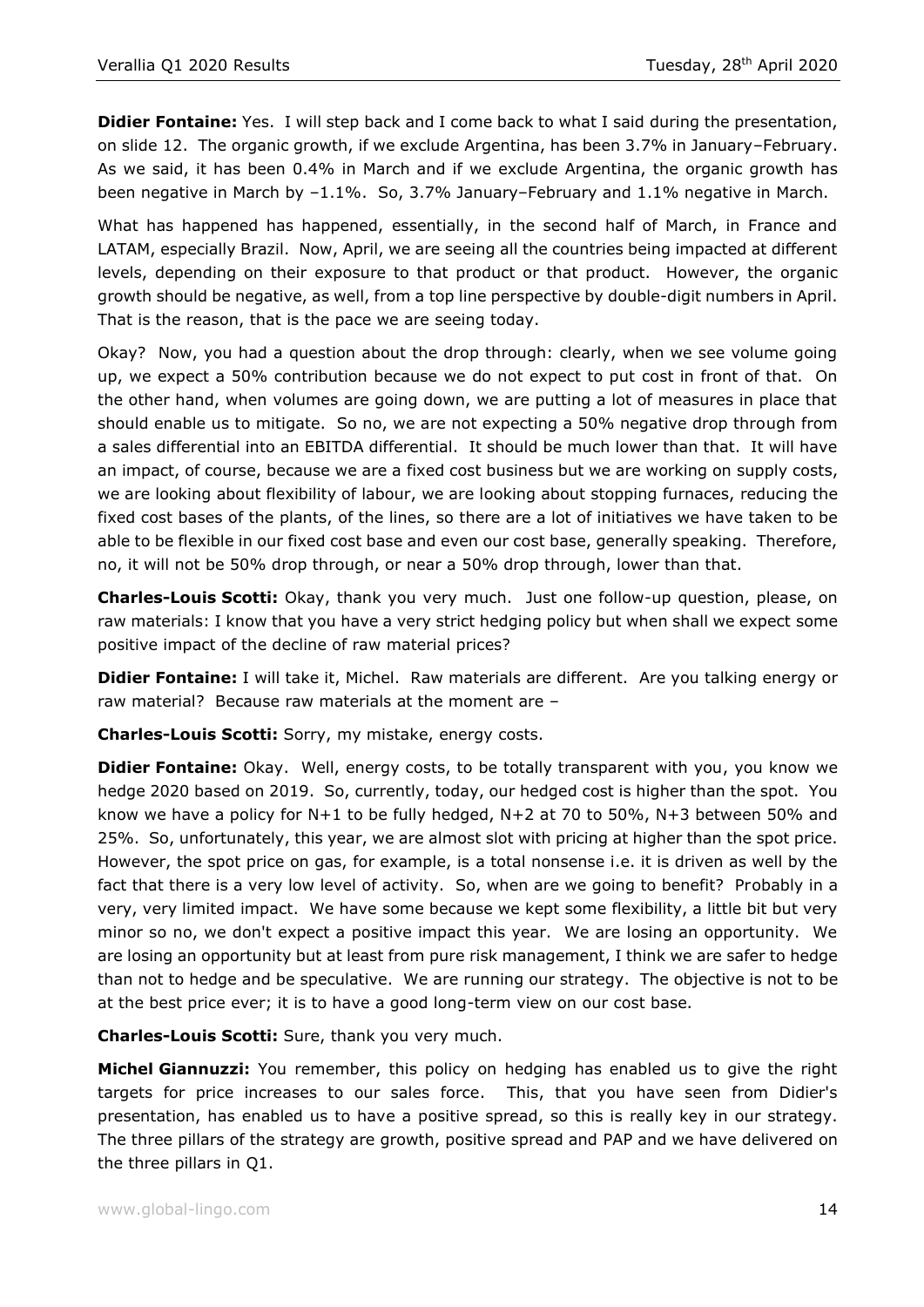**Didier Fontaine:** Yes. I will step back and I come back to what I said during the presentation, on slide 12. The organic growth, if we exclude Argentina, has been 3.7% in January–February. As we said, it has been 0.4% in March and if we exclude Argentina, the organic growth has been negative in March by –1.1%. So, 3.7% January–February and 1.1% negative in March.

What has happened has happened, essentially, in the second half of March, in France and LATAM, especially Brazil. Now, April, we are seeing all the countries being impacted at different levels, depending on their exposure to that product or that product. However, the organic growth should be negative, as well, from a top line perspective by double-digit numbers in April. That is the reason, that is the pace we are seeing today.

Okay? Now, you had a question about the drop through: clearly, when we see volume going up, we expect a 50% contribution because we do not expect to put cost in front of that. On the other hand, when volumes are going down, we are putting a lot of measures in place that should enable us to mitigate. So no, we are not expecting a 50% negative drop through from a sales differential into an EBITDA differential. It should be much lower than that. It will have an impact, of course, because we are a fixed cost business but we are working on supply costs, we are looking about flexibility of labour, we are looking about stopping furnaces, reducing the fixed cost bases of the plants, of the lines, so there are a lot of initiatives we have taken to be able to be flexible in our fixed cost base and even our cost base, generally speaking. Therefore, no, it will not be 50% drop through, or near a 50% drop through, lower than that.

**Charles-Louis Scotti:** Okay, thank you very much. Just one follow-up question, please, on raw materials: I know that you have a very strict hedging policy but when shall we expect some positive impact of the decline of raw material prices?

**Didier Fontaine:** I will take it, Michel. Raw materials are different. Are you talking energy or raw material? Because raw materials at the moment are –

**Charles-Louis Scotti:** Sorry, my mistake, energy costs.

**Didier Fontaine:** Okay. Well, energy costs, to be totally transparent with you, you know we hedge 2020 based on 2019. So, currently, today, our hedged cost is higher than the spot. You know we have a policy for N+1 to be fully hedged, N+2 at 70 to 50%, N+3 between 50% and 25%. So, unfortunately, this year, we are almost slot with pricing at higher than the spot price. However, the spot price on gas, for example, is a total nonsense i.e. it is driven as well by the fact that there is a very low level of activity. So, when are we going to benefit? Probably in a very, very limited impact. We have some because we kept some flexibility, a little bit but very minor so no, we don't expect a positive impact this year. We are losing an opportunity. We are losing an opportunity but at least from pure risk management, I think we are safer to hedge than not to hedge and be speculative. We are running our strategy. The objective is not to be at the best price ever; it is to have a good long-term view on our cost base.

**Charles-Louis Scotti:** Sure, thank you very much.

**Michel Giannuzzi:** You remember, this policy on hedging has enabled us to give the right targets for price increases to our sales force. This, that you have seen from Didier's presentation, has enabled us to have a positive spread, so this is really key in our strategy. The three pillars of the strategy are growth, positive spread and PAP and we have delivered on the three pillars in Q1.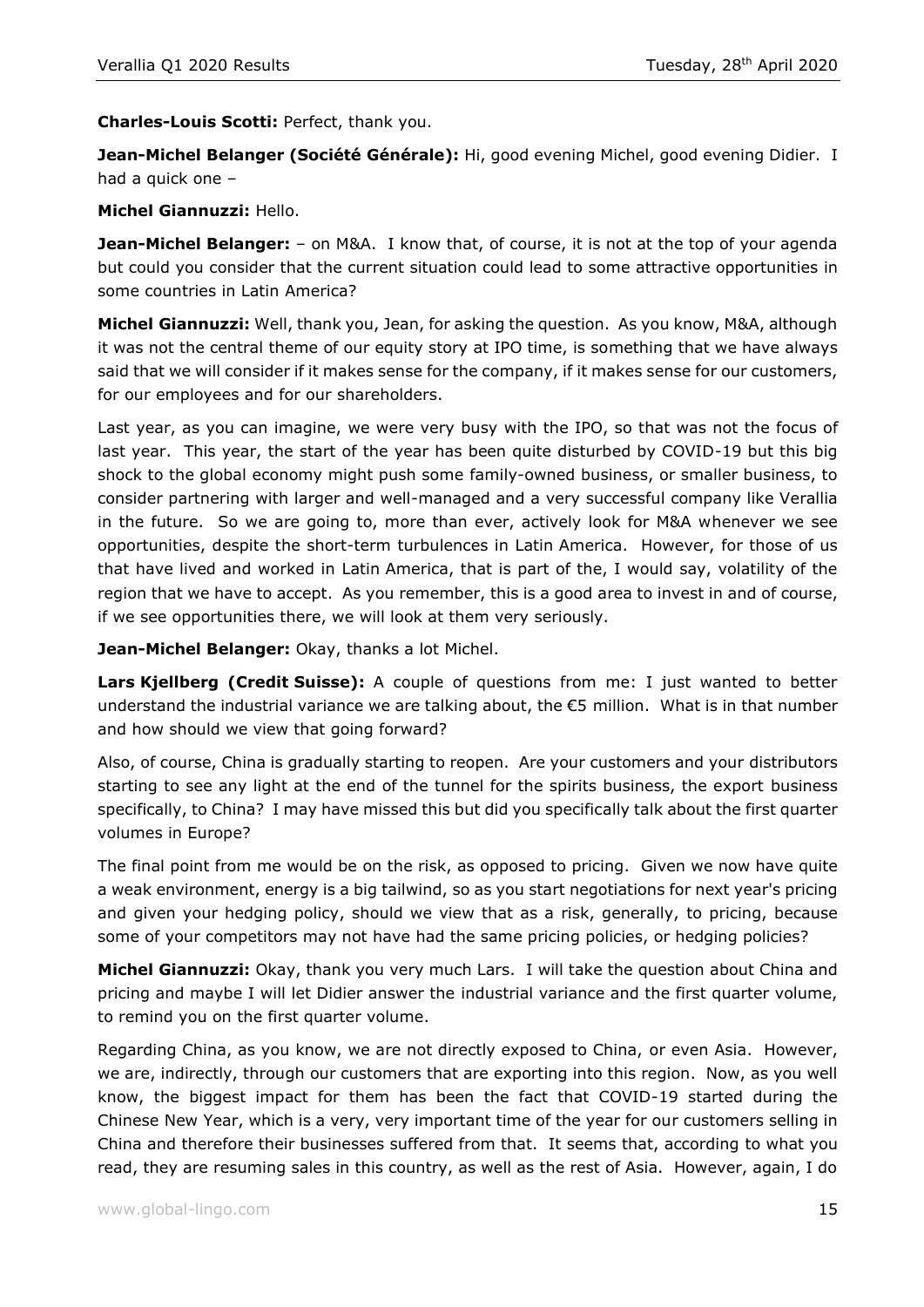**Charles-Louis Scotti:** Perfect, thank you.

**Jean-Michel Belanger (Société Générale):** Hi, good evening Michel, good evening Didier. I had a quick one –

**Michel Giannuzzi:** Hello.

**Jean-Michel Belanger:** – on M&A. I know that, of course, it is not at the top of your agenda but could you consider that the current situation could lead to some attractive opportunities in some countries in Latin America?

**Michel Giannuzzi:** Well, thank you, Jean, for asking the question. As you know, M&A, although it was not the central theme of our equity story at IPO time, is something that we have always said that we will consider if it makes sense for the company, if it makes sense for our customers, for our employees and for our shareholders.

Last year, as you can imagine, we were very busy with the IPO, so that was not the focus of last year. This year, the start of the year has been quite disturbed by COVID-19 but this big shock to the global economy might push some family-owned business, or smaller business, to consider partnering with larger and well-managed and a very successful company like Verallia in the future. So we are going to, more than ever, actively look for M&A whenever we see opportunities, despite the short-term turbulences in Latin America. However, for those of us that have lived and worked in Latin America, that is part of the, I would say, volatility of the region that we have to accept. As you remember, this is a good area to invest in and of course, if we see opportunities there, we will look at them very seriously.

**Jean-Michel Belanger:** Okay, thanks a lot Michel.

**Lars Kjellberg (Credit Suisse):** A couple of questions from me: I just wanted to better understand the industrial variance we are talking about, the €5 million. What is in that number and how should we view that going forward?

Also, of course, China is gradually starting to reopen. Are your customers and your distributors starting to see any light at the end of the tunnel for the spirits business, the export business specifically, to China? I may have missed this but did you specifically talk about the first quarter volumes in Europe?

The final point from me would be on the risk, as opposed to pricing. Given we now have quite a weak environment, energy is a big tailwind, so as you start negotiations for next year's pricing and given your hedging policy, should we view that as a risk, generally, to pricing, because some of your competitors may not have had the same pricing policies, or hedging policies?

**Michel Giannuzzi:** Okay, thank you very much Lars. I will take the question about China and pricing and maybe I will let Didier answer the industrial variance and the first quarter volume, to remind you on the first quarter volume.

Regarding China, as you know, we are not directly exposed to China, or even Asia. However, we are, indirectly, through our customers that are exporting into this region. Now, as you well know, the biggest impact for them has been the fact that COVID-19 started during the Chinese New Year, which is a very, very important time of the year for our customers selling in China and therefore their businesses suffered from that. It seems that, according to what you read, they are resuming sales in this country, as well as the rest of Asia. However, again, I do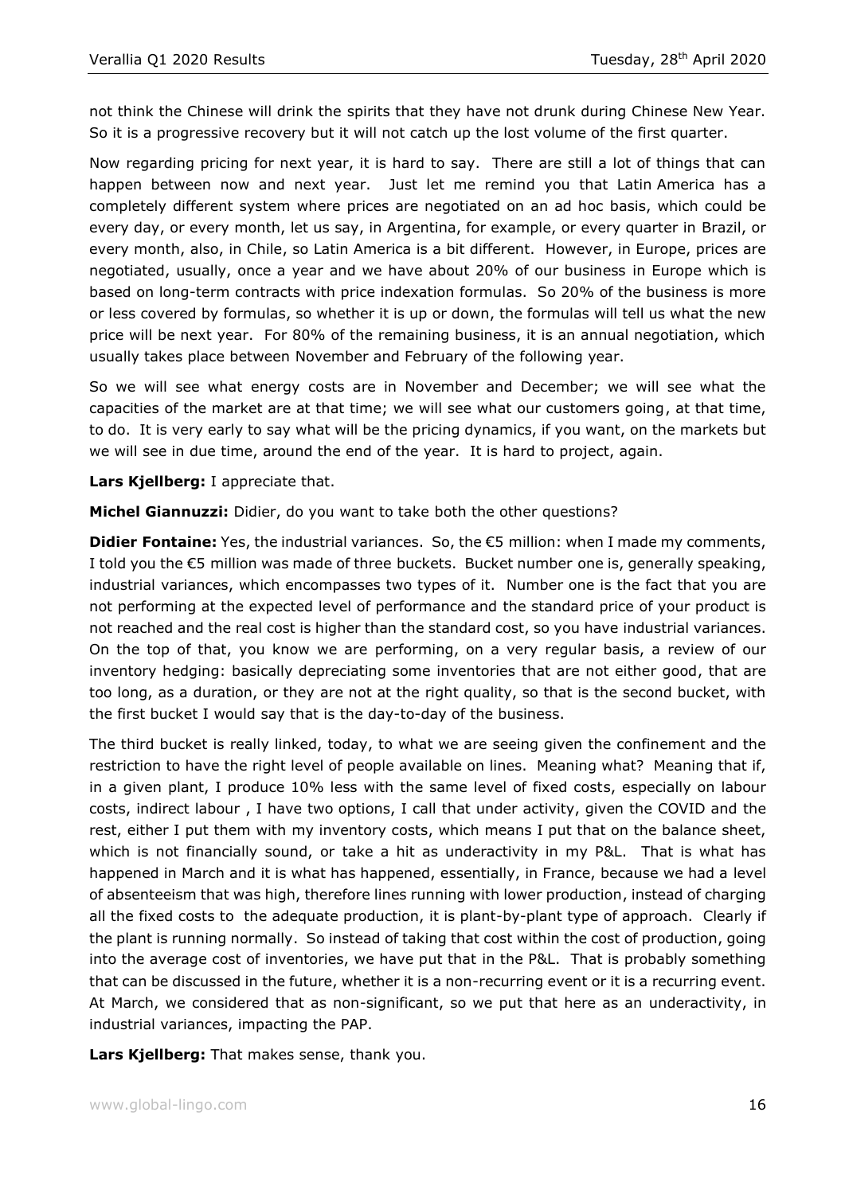not think the Chinese will drink the spirits that they have not drunk during Chinese New Year. So it is a progressive recovery but it will not catch up the lost volume of the first quarter.

Now regarding pricing for next year, it is hard to say. There are still a lot of things that can happen between now and next year. Just let me remind you that Latin America has a completely different system where prices are negotiated on an ad hoc basis, which could be every day, or every month, let us say, in Argentina, for example, or every quarter in Brazil, or every month, also, in Chile, so Latin America is a bit different. However, in Europe, prices are negotiated, usually, once a year and we have about 20% of our business in Europe which is based on long-term contracts with price indexation formulas. So 20% of the business is more or less covered by formulas, so whether it is up or down, the formulas will tell us what the new price will be next year. For 80% of the remaining business, it is an annual negotiation, which usually takes place between November and February of the following year.

So we will see what energy costs are in November and December; we will see what the capacities of the market are at that time; we will see what our customers going, at that time, to do. It is very early to say what will be the pricing dynamics, if you want, on the markets but we will see in due time, around the end of the year. It is hard to project, again.

**Lars Kjellberg:** I appreciate that.

**Michel Giannuzzi:** Didier, do you want to take both the other questions?

**Didier Fontaine:** Yes, the industrial variances. So, the €5 million: when I made my comments, I told you the €5 million was made of three buckets. Bucket number one is, generally speaking, industrial variances, which encompasses two types of it. Number one is the fact that you are not performing at the expected level of performance and the standard price of your product is not reached and the real cost is higher than the standard cost, so you have industrial variances. On the top of that, you know we are performing, on a very regular basis, a review of our inventory hedging: basically depreciating some inventories that are not either good, that are too long, as a duration, or they are not at the right quality, so that is the second bucket, with the first bucket I would say that is the day-to-day of the business.

The third bucket is really linked, today, to what we are seeing given the confinement and the restriction to have the right level of people available on lines. Meaning what? Meaning that if, in a given plant, I produce 10% less with the same level of fixed costs, especially on labour costs, indirect labour , I have two options, I call that under activity, given the COVID and the rest, either I put them with my inventory costs, which means I put that on the balance sheet, which is not financially sound, or take a hit as underactivity in my P&L. That is what has happened in March and it is what has happened, essentially, in France, because we had a level of absenteeism that was high, therefore lines running with lower production, instead of charging all the fixed costs to the adequate production, it is plant-by-plant type of approach. Clearly if the plant is running normally. So instead of taking that cost within the cost of production, going into the average cost of inventories, we have put that in the P&L. That is probably something that can be discussed in the future, whether it is a non-recurring event or it is a recurring event. At March, we considered that as non-significant, so we put that here as an underactivity, in industrial variances, impacting the PAP.

**Lars Kjellberg:** That makes sense, thank you.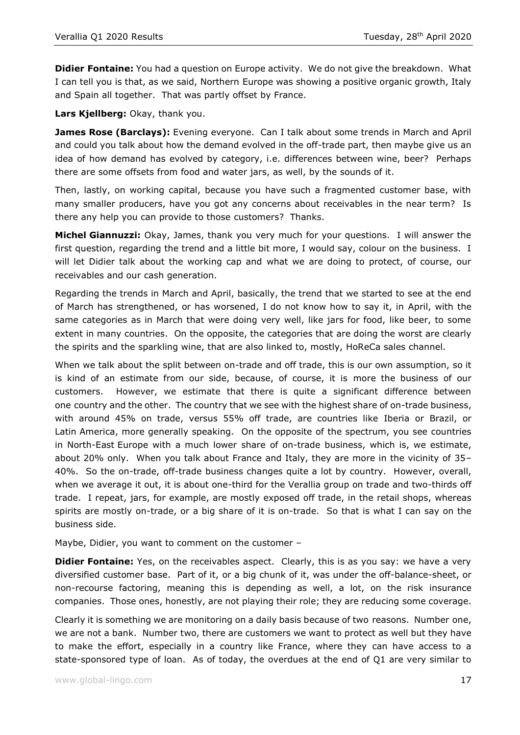**Didier Fontaine:** You had a question on Europe activity. We do not give the breakdown. What I can tell you is that, as we said, Northern Europe was showing a positive organic growth, Italy and Spain all together. That was partly offset by France.

**Lars Kjellberg:** Okay, thank you.

**James Rose (Barclays):** Evening everyone. Can I talk about some trends in March and April and could you talk about how the demand evolved in the off-trade part, then maybe give us an idea of how demand has evolved by category, i.e. differences between wine, beer? Perhaps there are some offsets from food and water jars, as well, by the sounds of it.

Then, lastly, on working capital, because you have such a fragmented customer base, with many smaller producers, have you got any concerns about receivables in the near term? Is there any help you can provide to those customers? Thanks.

**Michel Giannuzzi:** Okay, James, thank you very much for your questions. I will answer the first question, regarding the trend and a little bit more, I would say, colour on the business. I will let Didier talk about the working cap and what we are doing to protect, of course, our receivables and our cash generation.

Regarding the trends in March and April, basically, the trend that we started to see at the end of March has strengthened, or has worsened, I do not know how to say it, in April, with the same categories as in March that were doing very well, like jars for food, like beer, to some extent in many countries. On the opposite, the categories that are doing the worst are clearly the spirits and the sparkling wine, that are also linked to, mostly, HoReCa sales channel.

When we talk about the split between on-trade and off trade, this is our own assumption, so it is kind of an estimate from our side, because, of course, it is more the business of our customers. However, we estimate that there is quite a significant difference between one country and the other. The country that we see with the highest share of on-trade business, with around 45% on trade, versus 55% off trade, are countries like Iberia or Brazil, or Latin America, more generally speaking. On the opposite of the spectrum, you see countries in North-East Europe with a much lower share of on-trade business, which is, we estimate, about 20% only. When you talk about France and Italy, they are more in the vicinity of 35–40%. So the on-trade, off-trade business changes quite a lot by country. However, overall, when we average it out, it is about one-third for the Verallia group on trade and two-thirds off trade. I repeat, jars, for example, are mostly exposed off trade, in the retail shops, whereas spirits are mostly on-trade, or a big share of it is on-trade. So that is what I can say on the business side.

Maybe, Didier, you want to comment on the customer –

**Didier Fontaine:** Yes, on the receivables aspect. Clearly, this is as you say: we have a very diversified customer base. Part of it, or a big chunk of it, was under the off-balance-sheet, or non-recourse factoring, meaning this is depending as well, a lot, on the risk insurance companies. Those ones, honestly, are not playing their role; they are reducing some coverage.

Clearly it is something we are monitoring on a daily basis because of two reasons. Number one, we are not a bank. Number two, there are customers we want to protect as well but they have to make the effort, especially in a country like France, where they can have access to a state-sponsored type of loan. As of today, the overdues at the end of Q1 are very similar to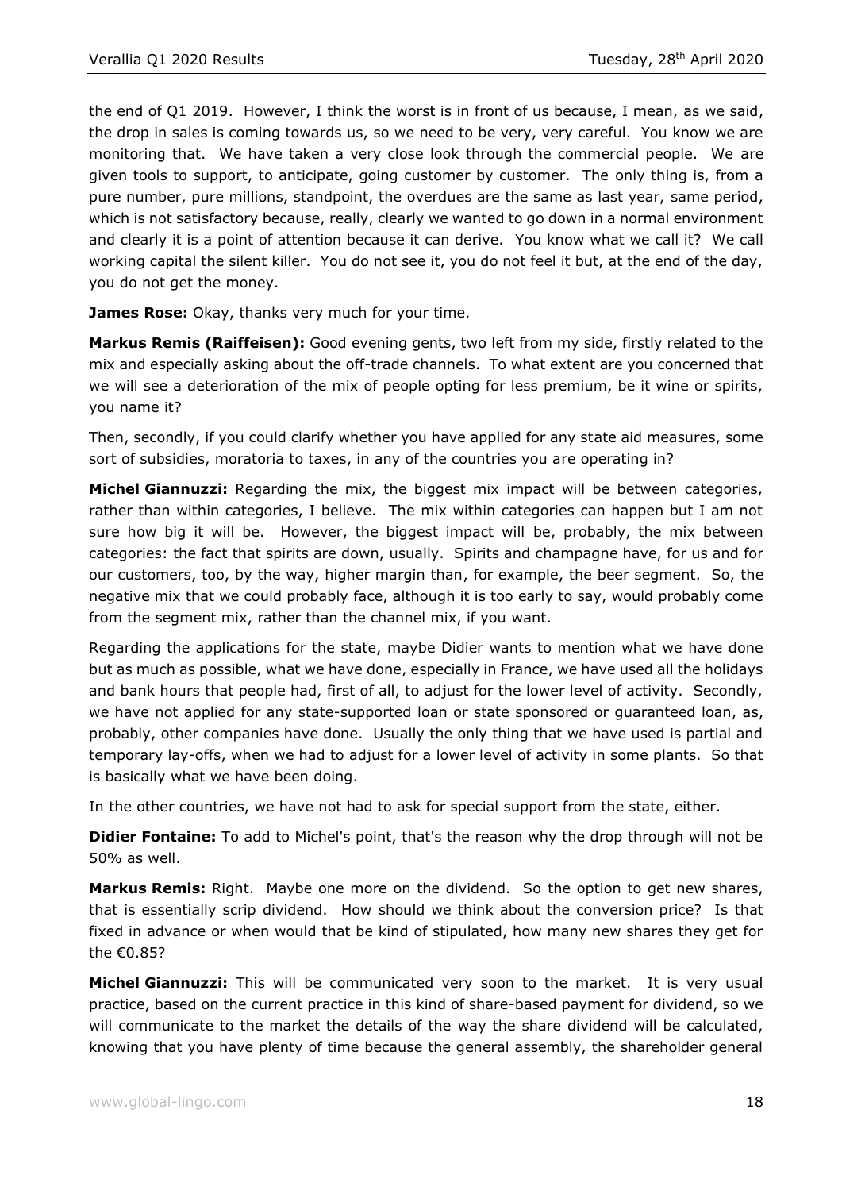the end of Q1 2019. However, I think the worst is in front of us because, I mean, as we said, the drop in sales is coming towards us, so we need to be very, very careful. You know we are monitoring that. We have taken a very close look through the commercial people. We are given tools to support, to anticipate, going customer by customer. The only thing is, from a pure number, pure millions, standpoint, the overdues are the same as last year, same period, which is not satisfactory because, really, clearly we wanted to go down in a normal environment and clearly it is a point of attention because it can derive. You know what we call it? We call working capital the silent killer. You do not see it, you do not feel it but, at the end of the day, you do not get the money.

**James Rose:** Okay, thanks very much for your time.

**Markus Remis (Raiffeisen):** Good evening gents, two left from my side, firstly related to the mix and especially asking about the off-trade channels. To what extent are you concerned that we will see a deterioration of the mix of people opting for less premium, be it wine or spirits, you name it?

Then, secondly, if you could clarify whether you have applied for any state aid measures, some sort of subsidies, moratoria to taxes, in any of the countries you are operating in?

**Michel Giannuzzi:** Regarding the mix, the biggest mix impact will be between categories, rather than within categories, I believe. The mix within categories can happen but I am not sure how big it will be. However, the biggest impact will be, probably, the mix between categories: the fact that spirits are down, usually. Spirits and champagne have, for us and for our customers, too, by the way, higher margin than, for example, the beer segment. So, the negative mix that we could probably face, although it is too early to say, would probably come from the segment mix, rather than the channel mix, if you want.

Regarding the applications for the state, maybe Didier wants to mention what we have done but as much as possible, what we have done, especially in France, we have used all the holidays and bank hours that people had, first of all, to adjust for the lower level of activity. Secondly, we have not applied for any state-supported loan or state sponsored or guaranteed loan, as, probably, other companies have done. Usually the only thing that we have used is partial and temporary lay-offs, when we had to adjust for a lower level of activity in some plants. So that is basically what we have been doing.

In the other countries, we have not had to ask for special support from the state, either.

**Didier Fontaine:** To add to Michel's point, that's the reason why the drop through will not be 50% as well.

**Markus Remis:** Right. Maybe one more on the dividend. So the option to get new shares, that is essentially scrip dividend. How should we think about the conversion price? Is that fixed in advance or when would that be kind of stipulated, how many new shares they get for the €0.85?

**Michel Giannuzzi:** This will be communicated very soon to the market. It is very usual practice, based on the current practice in this kind of share-based payment for dividend, so we will communicate to the market the details of the way the share dividend will be calculated, knowing that you have plenty of time because the general assembly, the shareholder general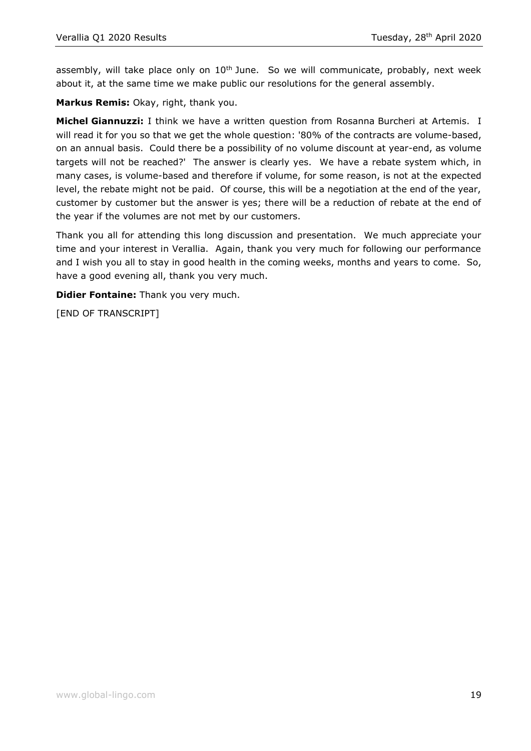assembly, will take place only on 10th June. So we will communicate, probably, next week about it, at the same time we make public our resolutions for the general assembly.

**Markus Remis:** Okay, right, thank you.

**Michel Giannuzzi:** I think we have a written question from Rosanna Burcheri at Artemis. I will read it for you so that we get the whole question: '80% of the contracts are volume-based, on an annual basis. Could there be a possibility of no volume discount at year-end, as volume targets will not be reached?' The answer is clearly yes. We have a rebate system which, in many cases, is volume-based and therefore if volume, for some reason, is not at the expected level, the rebate might not be paid. Of course, this will be a negotiation at the end of the year, customer by customer but the answer is yes; there will be a reduction of rebate at the end of the year if the volumes are not met by our customers.

Thank you all for attending this long discussion and presentation. We much appreciate your time and your interest in Verallia. Again, thank you very much for following our performance and I wish you all to stay in good health in the coming weeks, months and years to come. So, have a good evening all, thank you very much.

**Didier Fontaine:** Thank you very much.

[END OF TRANSCRIPT]